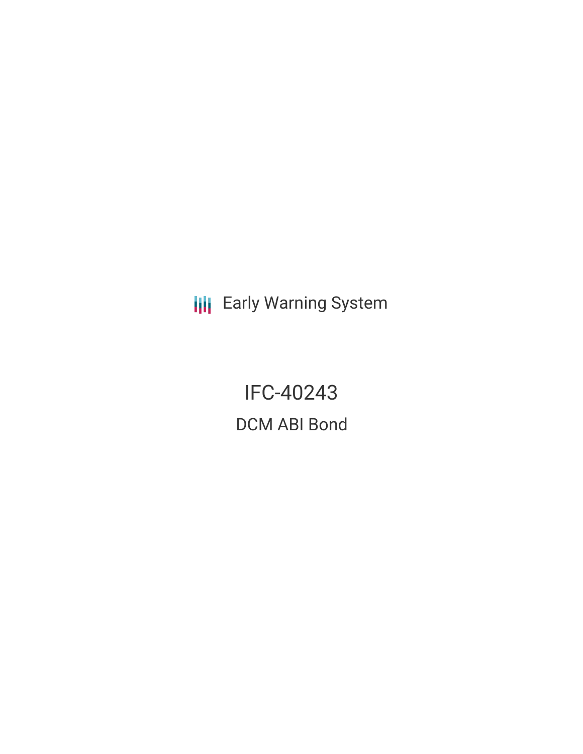Early Warning System

# IFC-40243

## DCM ABI Bond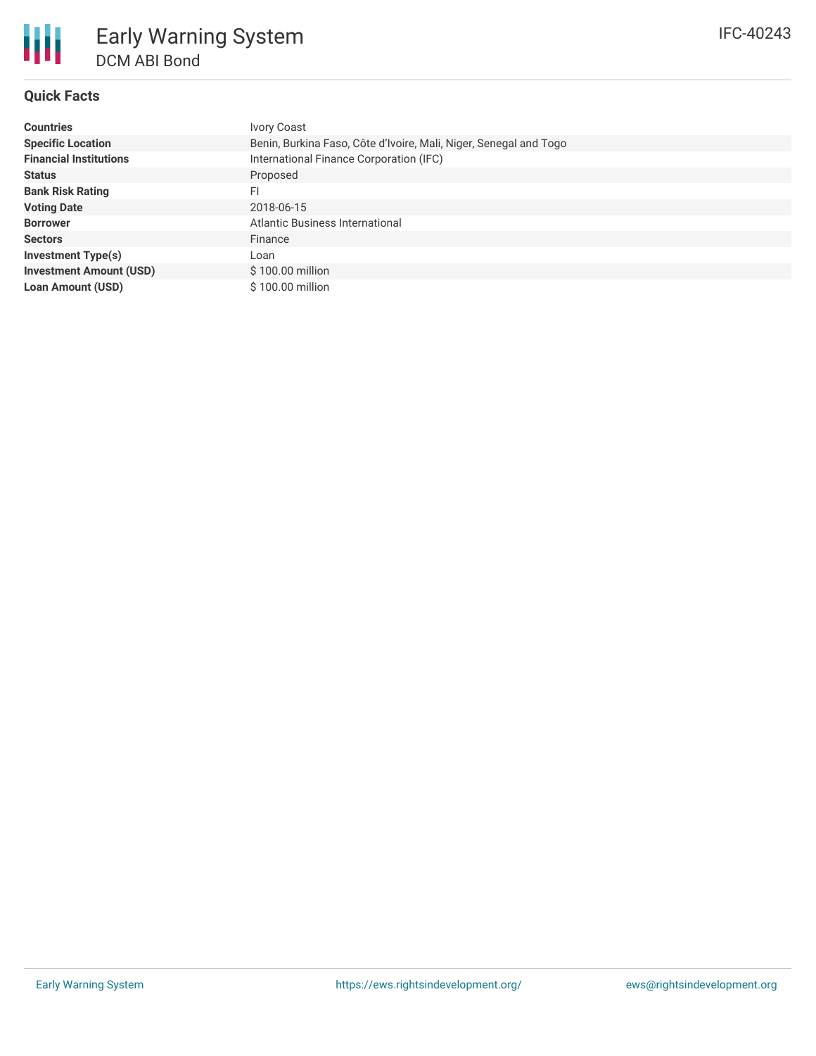# Early Warning System

## DCM ABI Bond

IFC-40243

### Quick Facts

| | |
|---|---|
| **Countries** | Ivory Coast |
| **Specific Location** | Benin, Burkina Faso, Côte d'Ivoire, Mali, Niger, Senegal and Togo |
| **Financial Institutions** | International Finance Corporation (IFC) |
| **Status** | Proposed |
| **Bank Risk Rating** | FI |
| **Voting Date** | 2018-06-15 |
| **Borrower** | Atlantic Business International |
| **Sectors** | Finance |
| **Investment Type(s)** | Loan |
| **Investment Amount (USD)** | $ 100.00 million |
| **Loan Amount (USD)** | $ 100.00 million |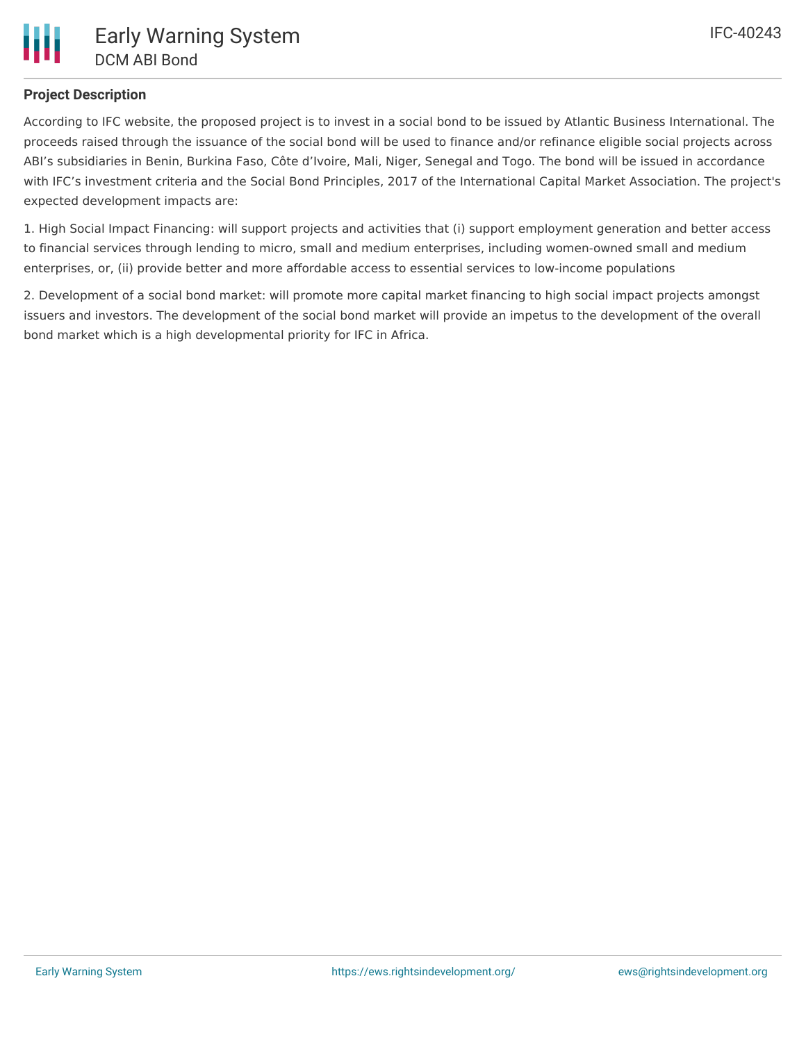## Project Description

According to IFC website, the proposed project is to invest in a social bond to be issued by Atlantic Business International. The proceeds raised through the issuance of the social bond will be used to finance and/or refinance eligible social projects across ABI's subsidiaries in Benin, Burkina Faso, Côte d'Ivoire, Mali, Niger, Senegal and Togo. The bond will be issued in accordance with IFC's investment criteria and the Social Bond Principles, 2017 of the International Capital Market Association. The project's expected development impacts are:

1. High Social Impact Financing: will support projects and activities that (i) support employment generation and better access to financial services through lending to micro, small and medium enterprises, including women-owned small and medium enterprises, or, (ii) provide better and more affordable access to essential services to low-income populations

2. Development of a social bond market: will promote more capital market financing to high social impact projects amongst issuers and investors. The development of the social bond market will provide an impetus to the development of the overall bond market which is a high developmental priority for IFC in Africa.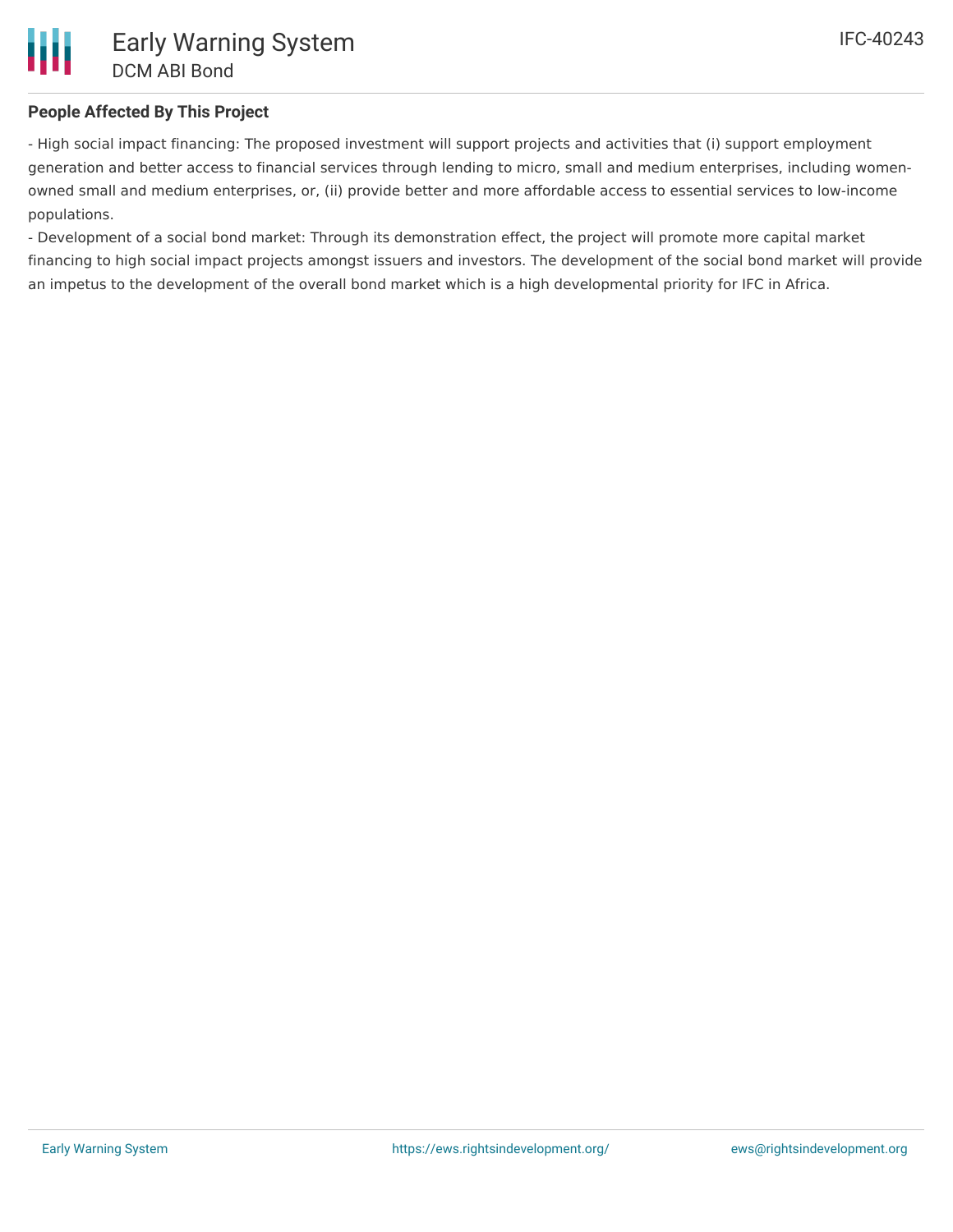## People Affected By This Project

- High social impact financing: The proposed investment will support projects and activities that (i) support employment generation and better access to financial services through lending to micro, small and medium enterprises, including women-owned small and medium enterprises, or, (ii) provide better and more affordable access to essential services to low-income populations.
- Development of a social bond market: Through its demonstration effect, the project will promote more capital market financing to high social impact projects amongst issuers and investors. The development of the social bond market will provide an impetus to the development of the overall bond market which is a high developmental priority for IFC in Africa.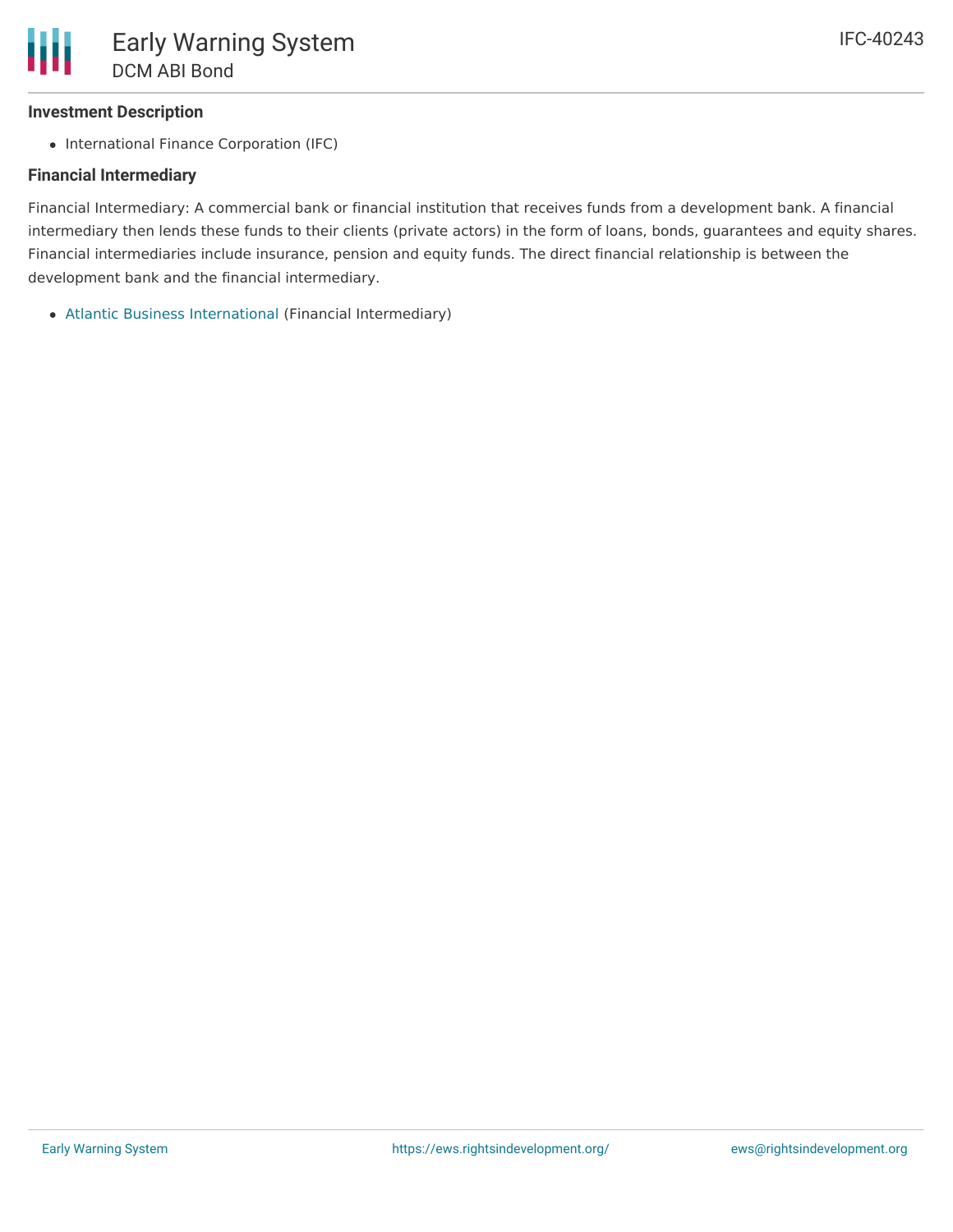### Investment Description

- International Finance Corporation (IFC)

### Financial Intermediary

Financial Intermediary: A commercial bank or financial institution that receives funds from a development bank. A financial intermediary then lends these funds to their clients (private actors) in the form of loans, bonds, guarantees and equity shares. Financial intermediaries include insurance, pension and equity funds. The direct financial relationship is between the development bank and the financial intermediary.

- Atlantic Business International (Financial Intermediary)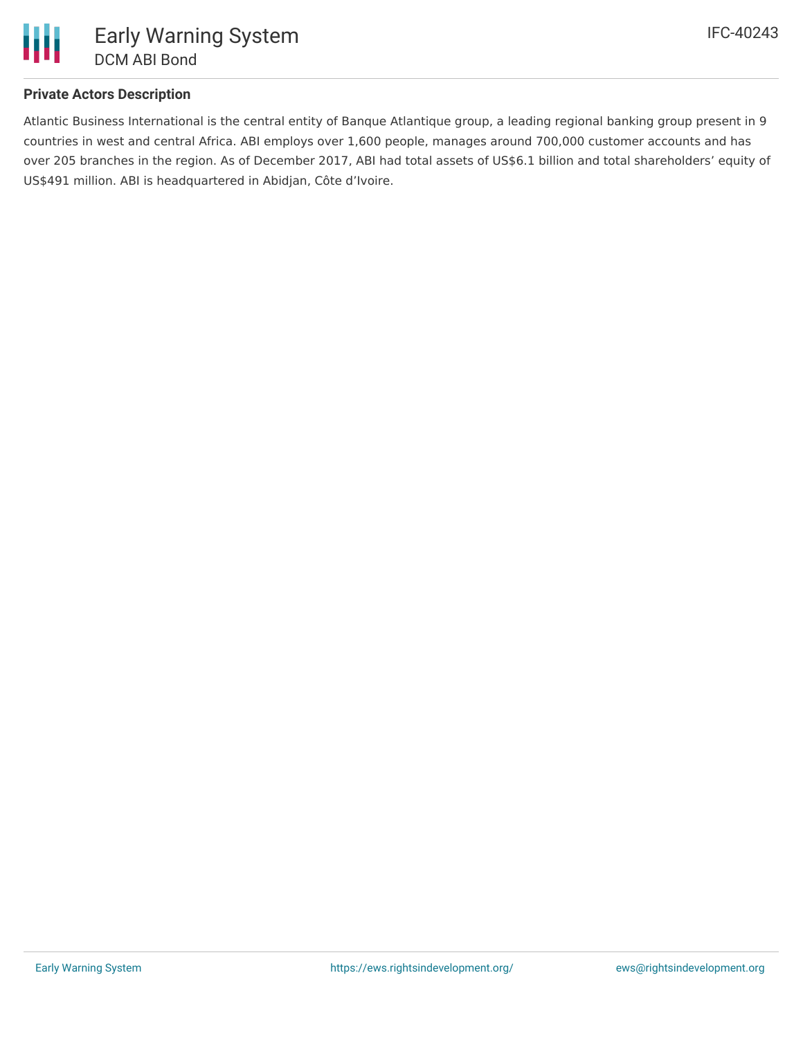## Private Actors Description

Atlantic Business International is the central entity of Banque Atlantique group, a leading regional banking group present in 9 countries in west and central Africa. ABI employs over 1,600 people, manages around 700,000 customer accounts and has over 205 branches in the region. As of December 2017, ABI had total assets of US$6.1 billion and total shareholders' equity of US$491 million. ABI is headquartered in Abidjan, Côte d'Ivoire.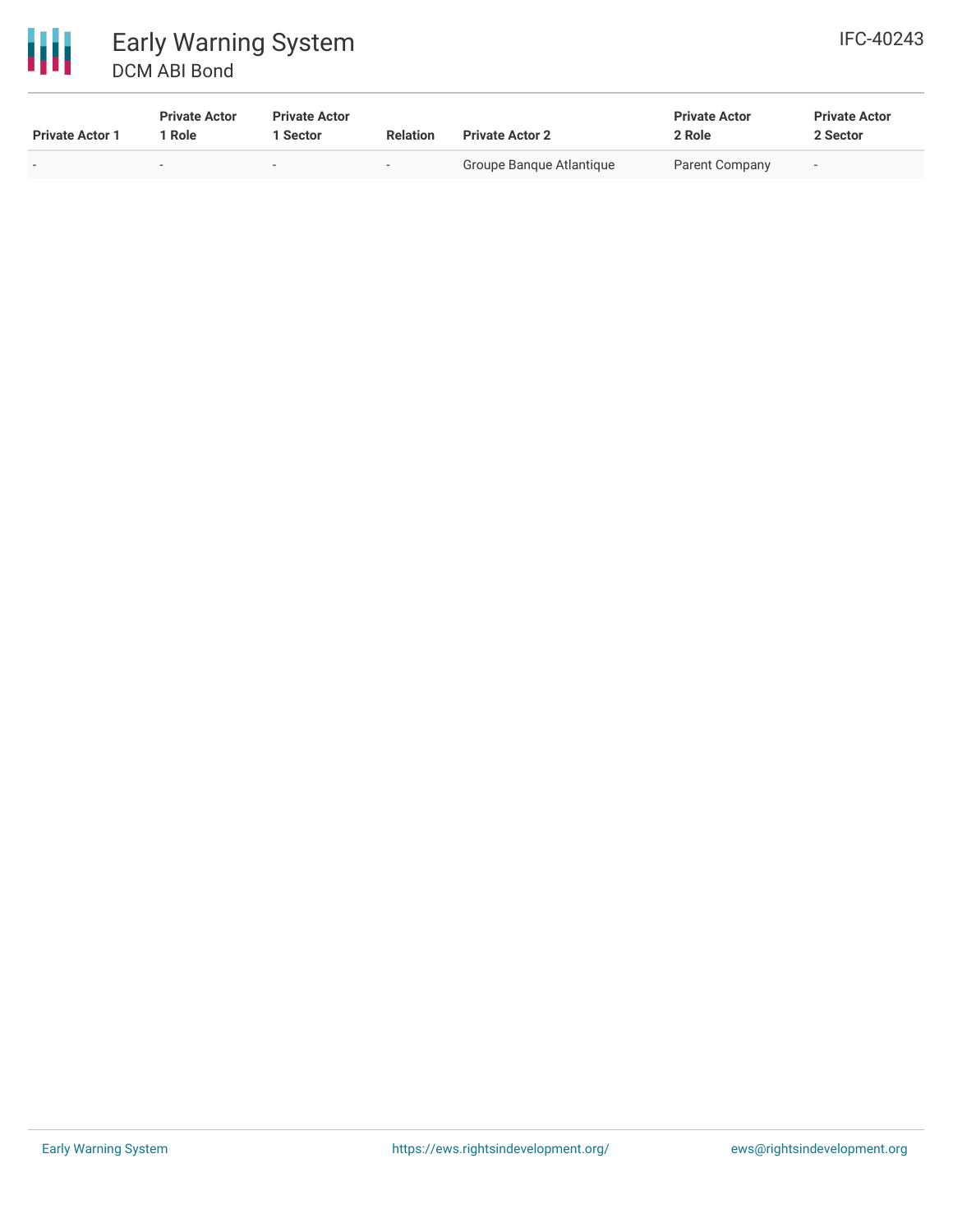| Private Actor 1 | Private Actor 1 Role | Private Actor 1 Sector | Relation | Private Actor 2 | Private Actor 2 Role | Private Actor 2 Sector |
|---|---|---|---|---|---|---|
| - | - | - | - | Groupe Banque Atlantique | Parent Company | - |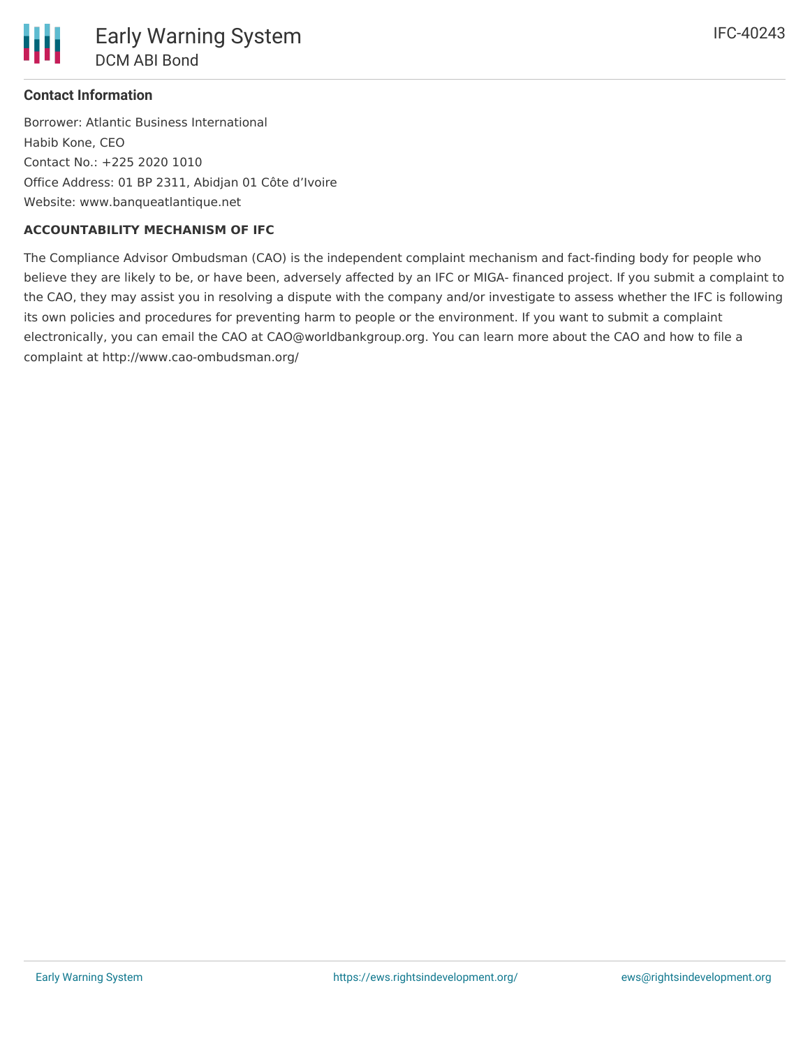### Contact Information

Borrower: Atlantic Business International
Habib Kone, CEO
Contact No.: +225 2020 1010
Office Address: 01 BP 2311, Abidjan 01 Côte d'Ivoire
Website: www.banqueatlantique.net

**ACCOUNTABILITY MECHANISM OF IFC**

The Compliance Advisor Ombudsman (CAO) is the independent complaint mechanism and fact-finding body for people who believe they are likely to be, or have been, adversely affected by an IFC or MIGA- financed project. If you submit a complaint to the CAO, they may assist you in resolving a dispute with the company and/or investigate to assess whether the IFC is following its own policies and procedures for preventing harm to people or the environment. If you want to submit a complaint electronically, you can email the CAO at CAO@worldbankgroup.org. You can learn more about the CAO and how to file a complaint at http://www.cao-ombudsman.org/